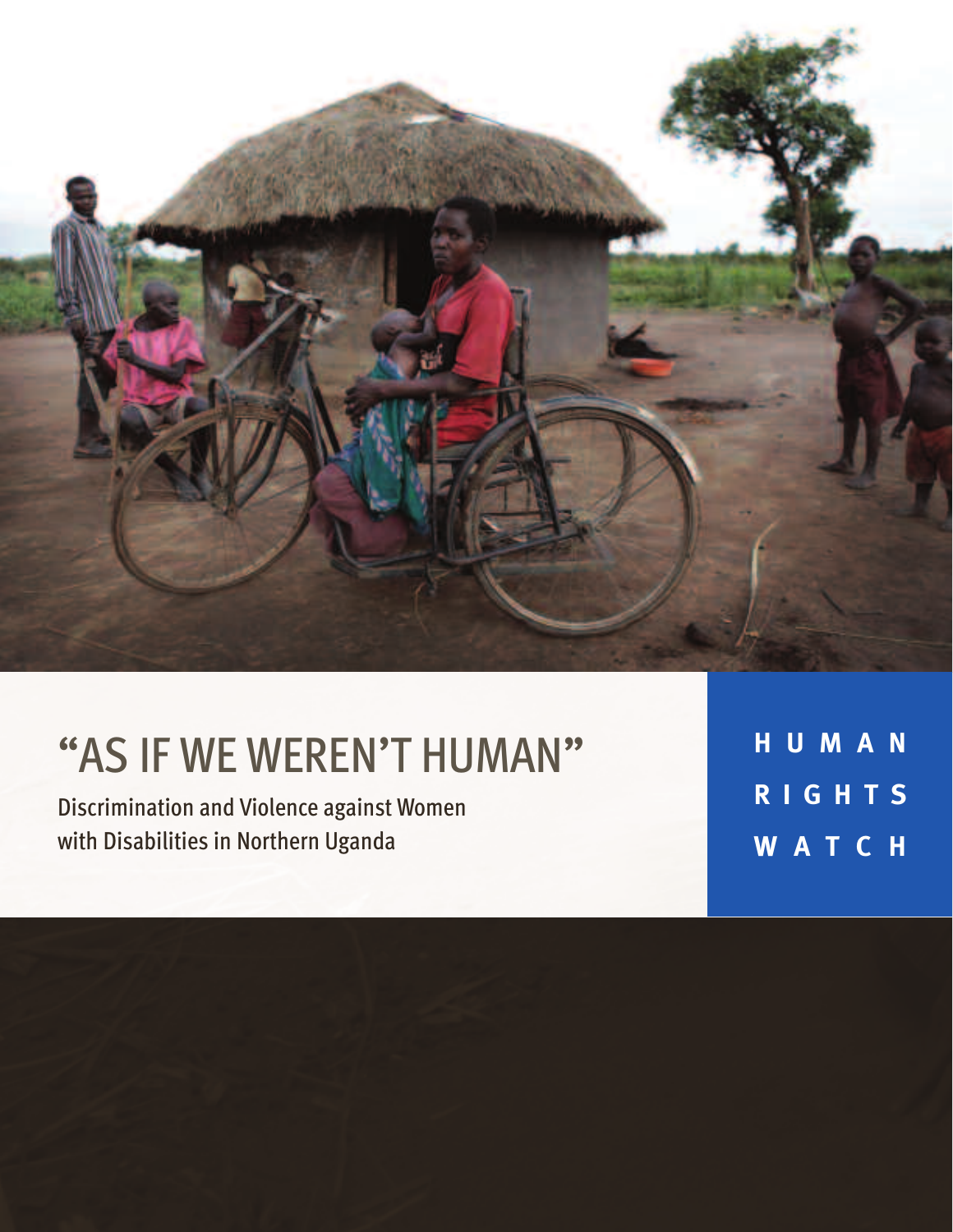# "AS IF WE WEREN'T HUMAN"

Discrimination and Violence against Women with Disabilities in Northern Uganda

**HUMAN RIGHTS WATCH**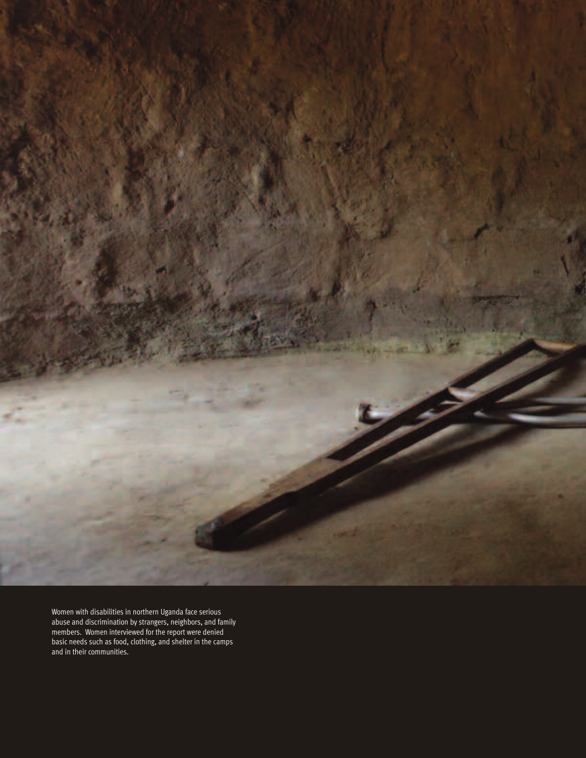Women with disabilities in northern Uganda face serious abuse and discrimination by strangers, neighbors, and family members. Women interviewed for the report were denied basic needs such as food, clothing, and shelter in the camps and in their communities.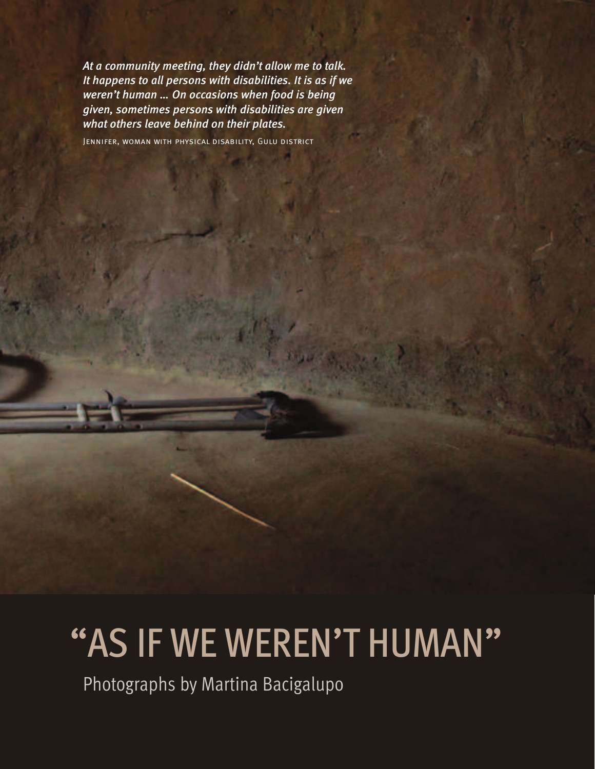*At a community meeting, they didn't allow me to talk. It happens to all persons with disabilities. It is as if we weren't human … On occasions when food is being given, sometimes persons with disabilities are given what others leave behind on their plates.*

Jennifer, woman with physical disability, Gulu district

# "AS IF WE WEREN'T HUMAN"

Photographs by Martina Bacigalupo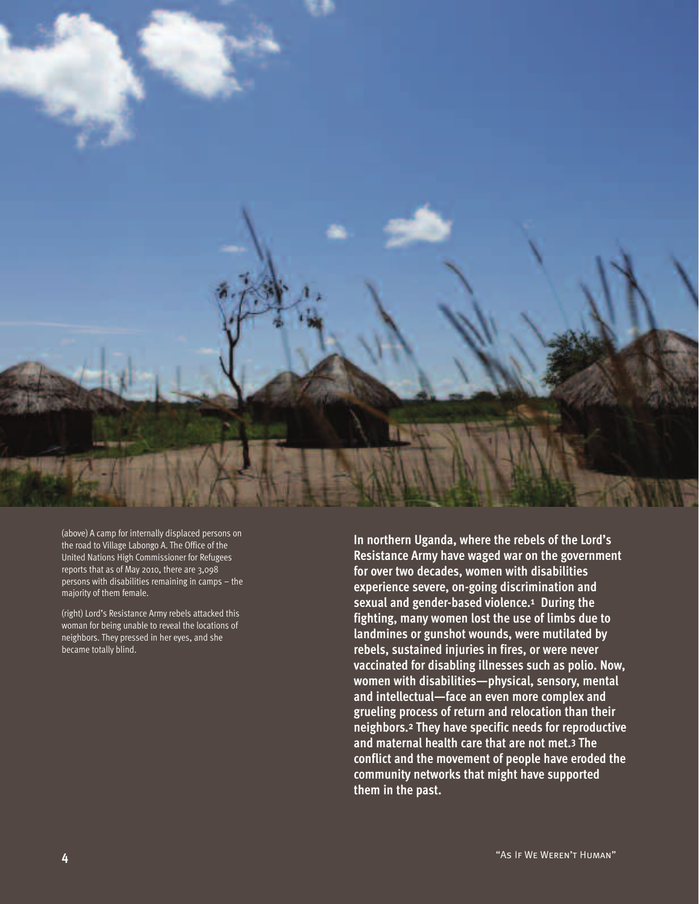(above) A camp for internally displaced persons on the road to Village Labongo A. The Office of the United Nations High Commissioner for Refugees reports that as of May 2010, there are 3,098 persons with disabilities remaining in camps – the majority of them female.

(right) Lord's Resistance Army rebels attacked this woman for being unable to reveal the locations of neighbors. They pressed in her eyes, and she became totally blind.

**In northern Uganda, where the rebels of the Lord's Resistance Army have waged war on the government for over two decades, women with disabilities experience severe, on-going discrimination and sexual and gender-based violence.[1] During the fighting, many women lost the use of limbs due to landmines or gunshot wounds, were mutilated by rebels, sustained injuries in fires, or were never vaccinated for disabling illnesses such as polio. Now, women with disabilities—physical, sensory, mental and intellectual—face an even more complex and grueling process of return and relocation than their neighbors.[2] They have specific needs for reproductive and maternal health care that are not met.[3] The conflict and the movement of people have eroded the community networks that might have supported them in the past.**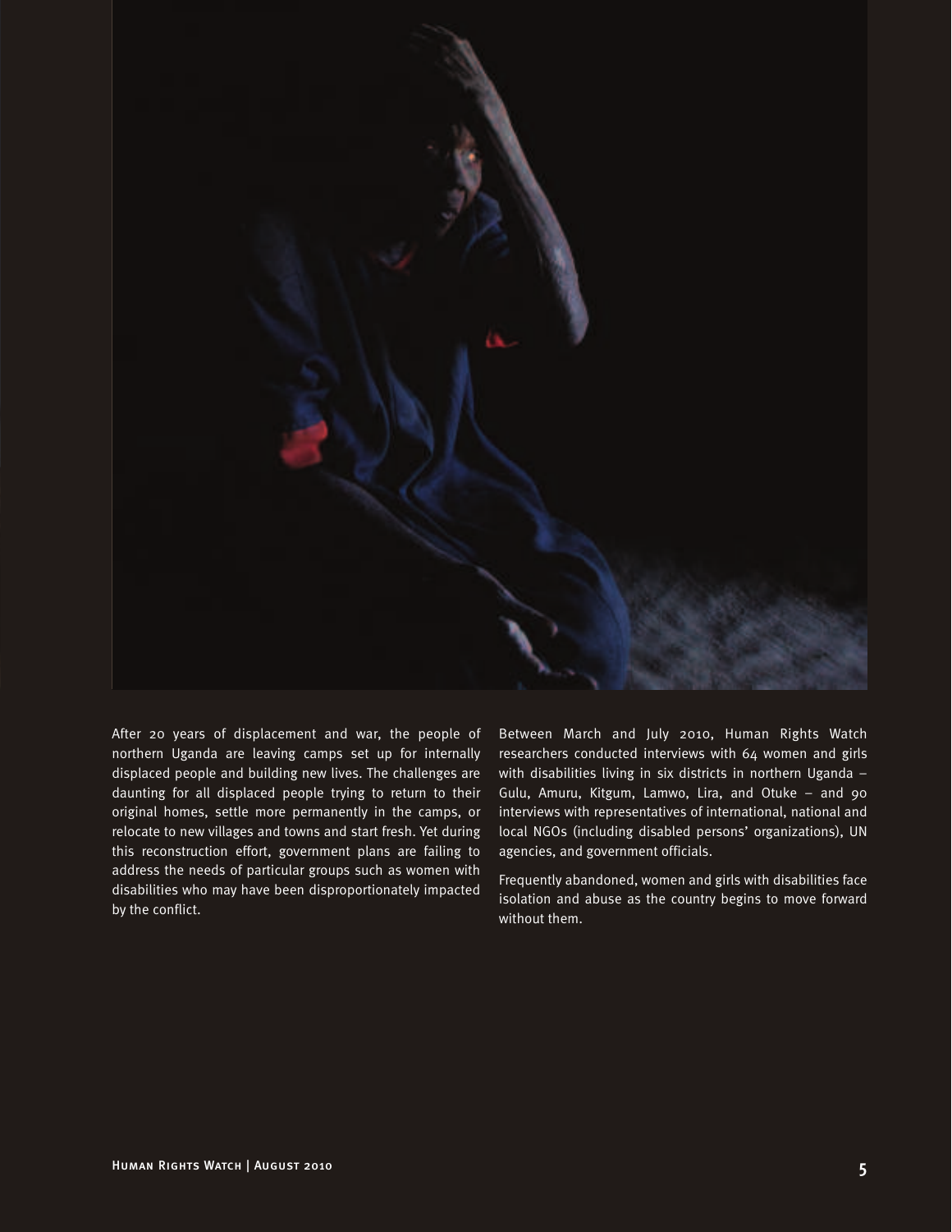After 20 years of displacement and war, the people of northern Uganda are leaving camps set up for internally displaced people and building new lives. The challenges are daunting for all displaced people trying to return to their original homes, settle more permanently in the camps, or relocate to new villages and towns and start fresh. Yet during this reconstruction effort, government plans are failing to address the needs of particular groups such as women with disabilities who may have been disproportionately impacted by the conflict.

Between March and July 2010, Human Rights Watch researchers conducted interviews with 64 women and girls with disabilities living in six districts in northern Uganda – Gulu, Amuru, Kitgum, Lamwo, Lira, and Otuke – and 90 interviews with representatives of international, national and local NGOs (including disabled persons' organizations), UN agencies, and government officials.

Frequently abandoned, women and girls with disabilities face isolation and abuse as the country begins to move forward without them.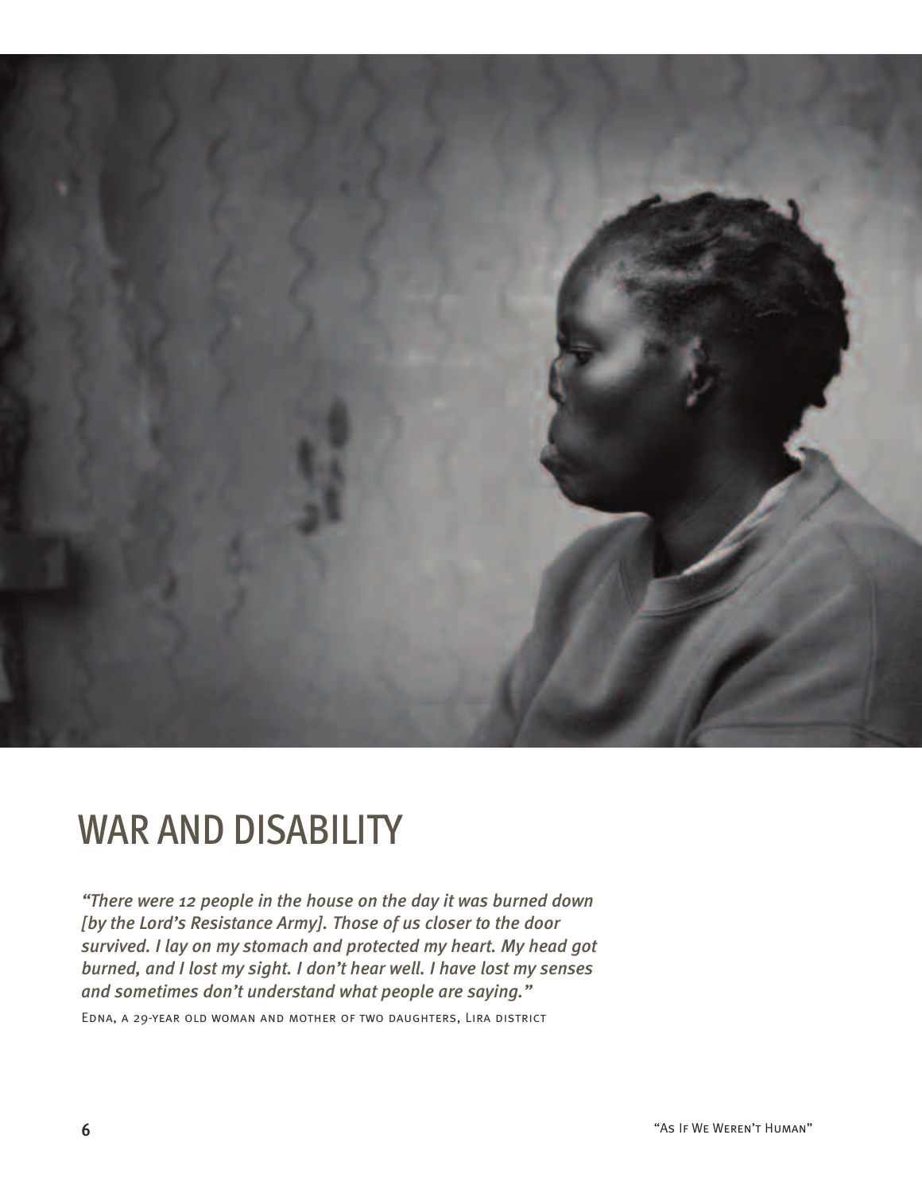# WAR AND DISABILITY

*"There were 12 people in the house on the day it was burned down [by the Lord's Resistance Army]. Those of us closer to the door survived. I lay on my stomach and protected my heart. My head got burned, and I lost my sight. I don't hear well. I have lost my senses and sometimes don't understand what people are saying."*

Edna, a 29-year old woman and mother of two daughters, Lira district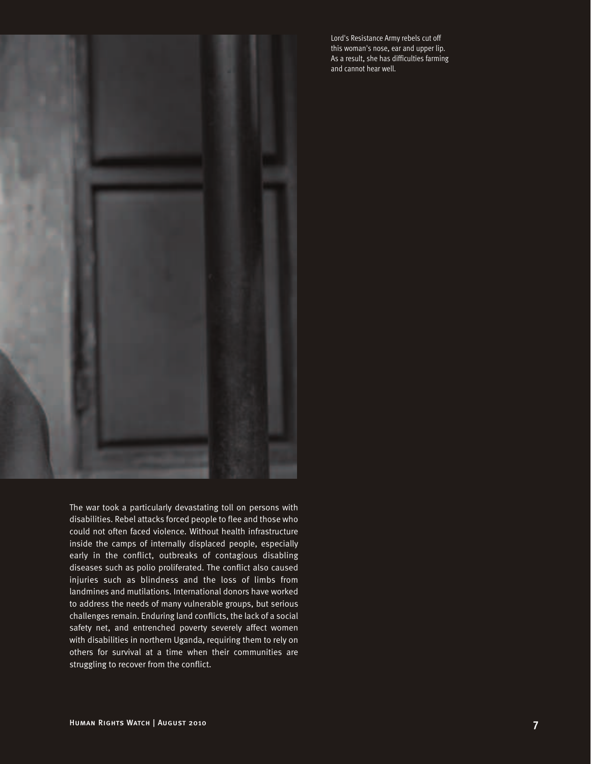Lord's Resistance Army rebels cut off this woman's nose, ear and upper lip. As a result, she has difficulties farming and cannot hear well.

The war took a particularly devastating toll on persons with disabilities. Rebel attacks forced people to flee and those who could not often faced violence. Without health infrastructure inside the camps of internally displaced people, especially early in the conflict, outbreaks of contagious disabling diseases such as polio proliferated. The conflict also caused injuries such as blindness and the loss of limbs from landmines and mutilations. International donors have worked to address the needs of many vulnerable groups, but serious challenges remain. Enduring land conflicts, the lack of a social safety net, and entrenched poverty severely affect women with disabilities in northern Uganda, requiring them to rely on others for survival at a time when their communities are struggling to recover from the conflict.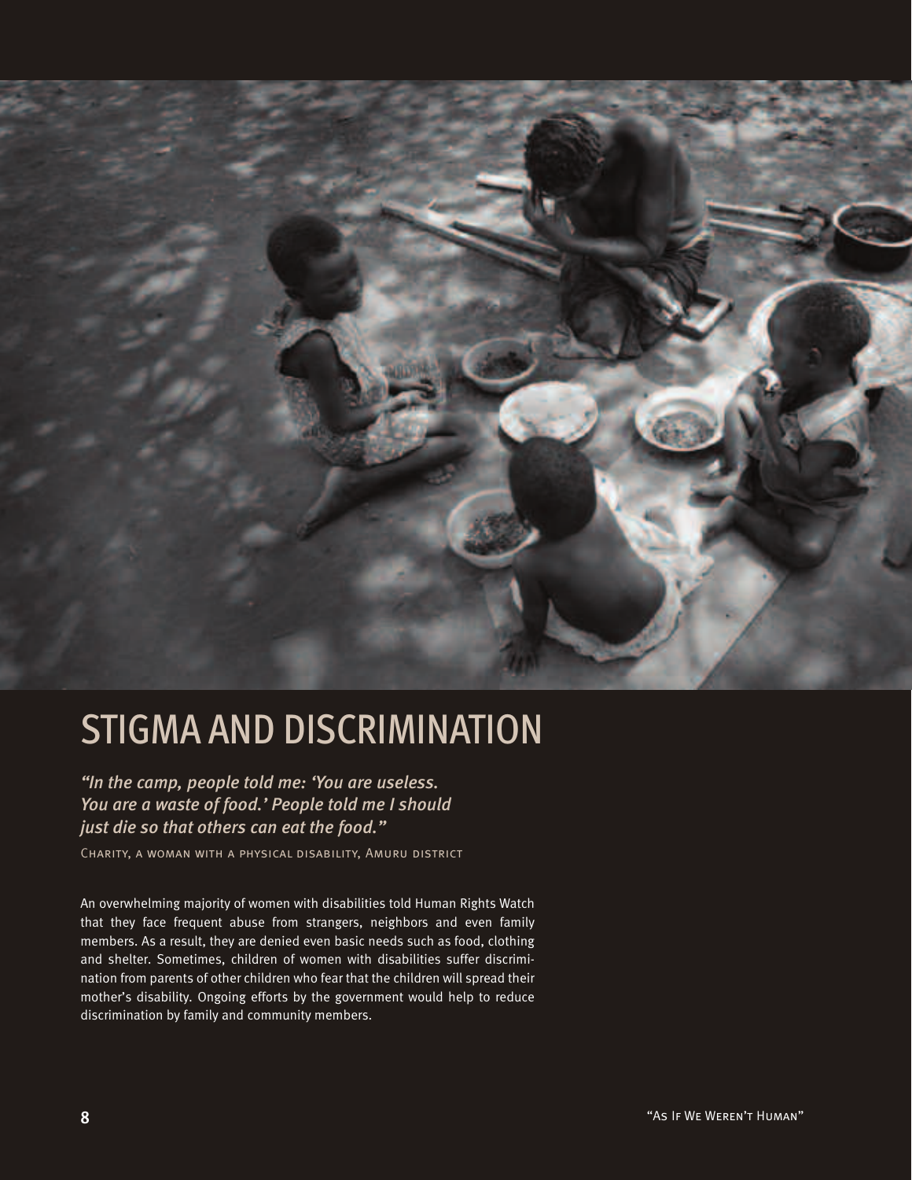# STIGMA AND DISCRIMINATION

*"In the camp, people told me: 'You are useless. You are a waste of food.' People told me I should just die so that others can eat the food."*

Charity, a woman with a physical disability, Amuru district

An overwhelming majority of women with disabilities told Human Rights Watch that they face frequent abuse from strangers, neighbors and even family members. As a result, they are denied even basic needs such as food, clothing and shelter. Sometimes, children of women with disabilities suffer discrimination from parents of other children who fear that the children will spread their mother's disability. Ongoing efforts by the government would help to reduce discrimination by family and community members.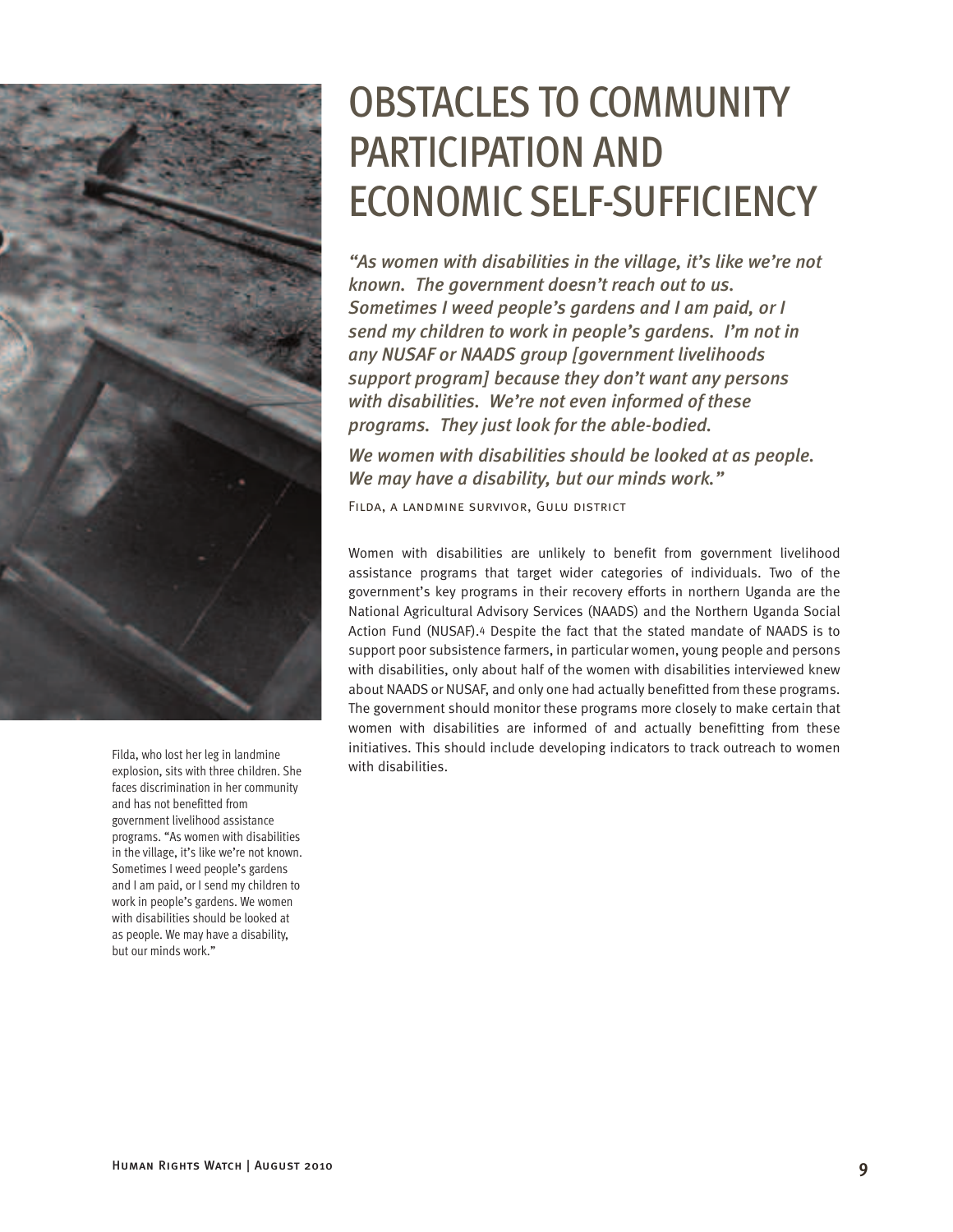# OBSTACLES TO COMMUNITY PARTICIPATION AND ECONOMIC SELF-SUFFICIENCY

*"As women with disabilities in the village, it's like we're not known. The government doesn't reach out to us. Sometimes I weed people's gardens and I am paid, or I send my children to work in people's gardens. I'm not in any NUSAF or NAADS group [government livelihoods support program] because they don't want any persons with disabilities. We're not even informed of these programs. They just look for the able-bodied.*

*We women with disabilities should be looked at as people. We may have a disability, but our minds work."*

Filda, a landmine survivor, Gulu district

Women with disabilities are unlikely to benefit from government livelihood assistance programs that target wider categories of individuals. Two of the government's key programs in their recovery efforts in northern Uganda are the National Agricultural Advisory Services (NAADS) and the Northern Uganda Social Action Fund (NUSAF).[4] Despite the fact that the stated mandate of NAADS is to support poor subsistence farmers, in particular women, young people and persons with disabilities, only about half of the women with disabilities interviewed knew about NAADS or NUSAF, and only one had actually benefitted from these programs. The government should monitor these programs more closely to make certain that women with disabilities are informed of and actually benefitting from these initiatives. This should include developing indicators to track outreach to women with disabilities.

Filda, who lost her leg in landmine explosion, sits with three children. She faces discrimination in her community and has not benefitted from government livelihood assistance programs. "As women with disabilities in the village, it's like we're not known. Sometimes I weed people's gardens and I am paid, or I send my children to work in people's gardens. We women with disabilities should be looked at as people. We may have a disability, but our minds work."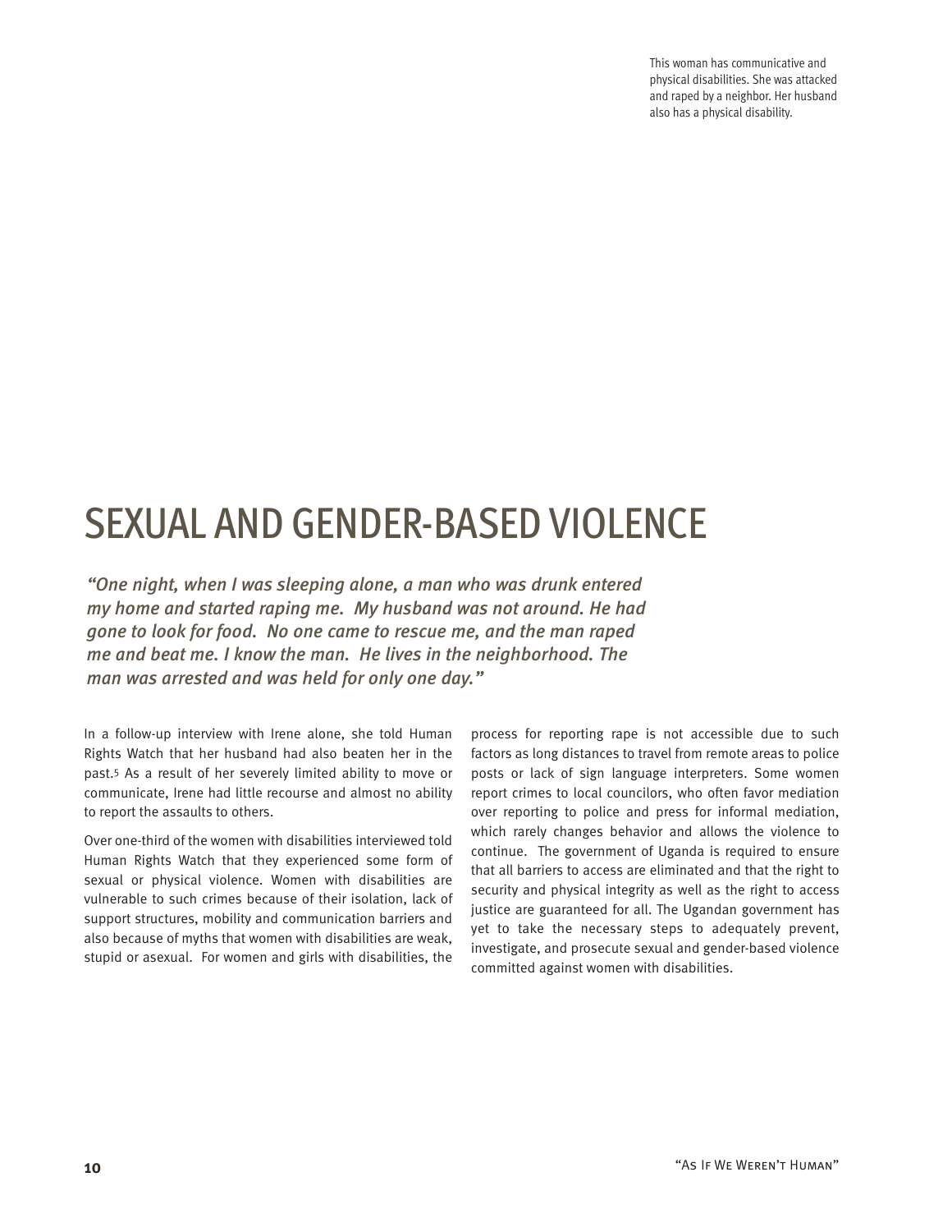This woman has communicative and physical disabilities. She was attacked and raped by a neighbor. Her husband also has a physical disability.

# SEXUAL AND GENDER-BASED VIOLENCE

*"One night, when I was sleeping alone, a man who was drunk entered my home and started raping me. My husband was not around. He had gone to look for food. No one came to rescue me, and the man raped me and beat me. I know the man. He lives in the neighborhood. The man was arrested and was held for only one day."*

In a follow-up interview with Irene alone, she told Human Rights Watch that her husband had also beaten her in the past.[5] As a result of her severely limited ability to move or communicate, Irene had little recourse and almost no ability to report the assaults to others.

Over one-third of the women with disabilities interviewed told Human Rights Watch that they experienced some form of sexual or physical violence. Women with disabilities are vulnerable to such crimes because of their isolation, lack of support structures, mobility and communication barriers and also because of myths that women with disabilities are weak, stupid or asexual. For women and girls with disabilities, the process for reporting rape is not accessible due to such factors as long distances to travel from remote areas to police posts or lack of sign language interpreters. Some women report crimes to local councilors, who often favor mediation over reporting to police and press for informal mediation, which rarely changes behavior and allows the violence to continue. The government of Uganda is required to ensure that all barriers to access are eliminated and that the right to security and physical integrity as well as the right to access justice are guaranteed for all. The Ugandan government has yet to take the necessary steps to adequately prevent, investigate, and prosecute sexual and gender-based violence committed against women with disabilities.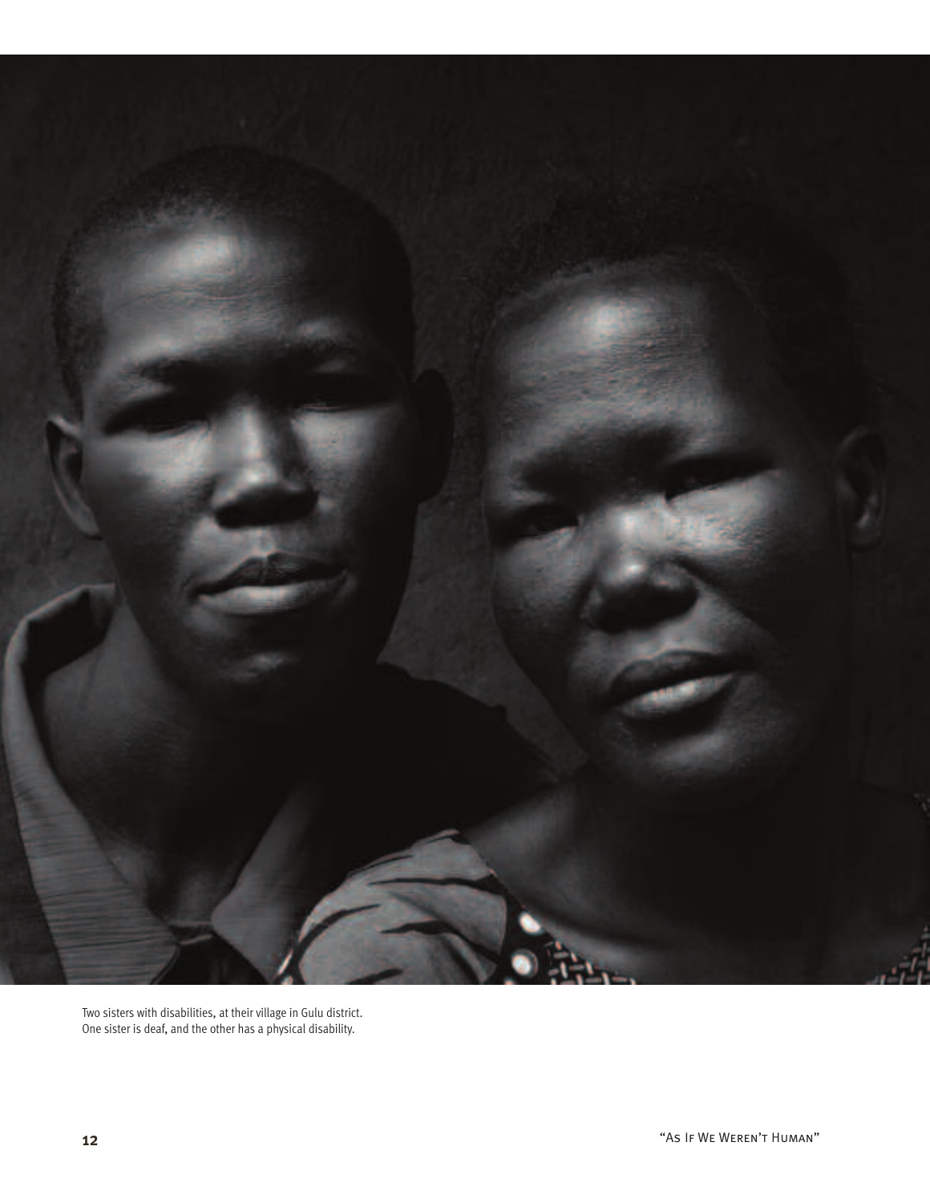Two sisters with disabilities, at their village in Gulu district.
One sister is deaf, and the other has a physical disability.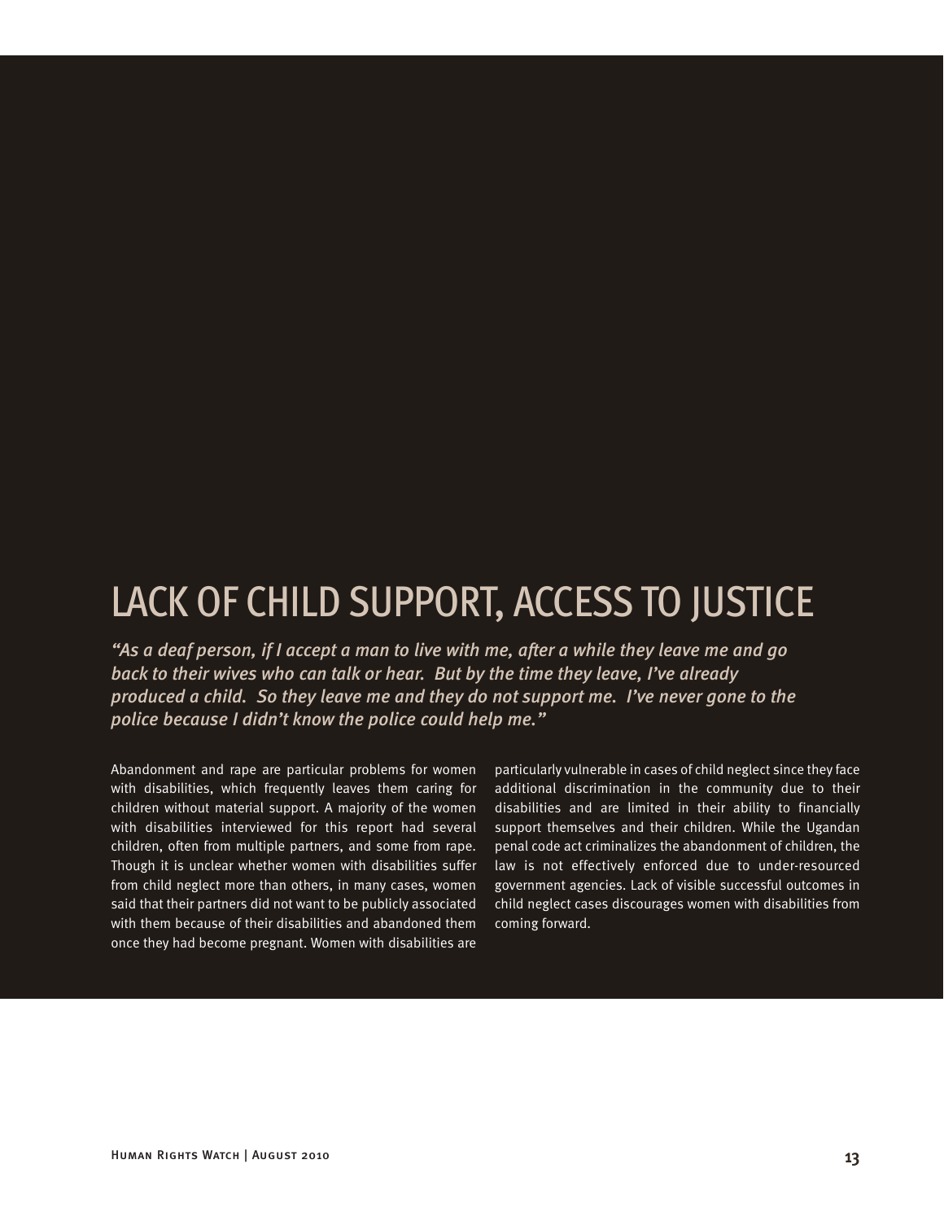# LACK OF CHILD SUPPORT, ACCESS TO JUSTICE

*"As a deaf person, if I accept a man to live with me, after a while they leave me and go back to their wives who can talk or hear. But by the time they leave, I've already produced a child. So they leave me and they do not support me. I've never gone to the police because I didn't know the police could help me."*

Abandonment and rape are particular problems for women with disabilities, which frequently leaves them caring for children without material support. A majority of the women with disabilities interviewed for this report had several children, often from multiple partners, and some from rape. Though it is unclear whether women with disabilities suffer from child neglect more than others, in many cases, women said that their partners did not want to be publicly associated with them because of their disabilities and abandoned them once they had become pregnant. Women with disabilities are particularly vulnerable in cases of child neglect since they face additional discrimination in the community due to their disabilities and are limited in their ability to financially support themselves and their children. While the Ugandan penal code act criminalizes the abandonment of children, the law is not effectively enforced due to under-resourced government agencies. Lack of visible successful outcomes in child neglect cases discourages women with disabilities from coming forward.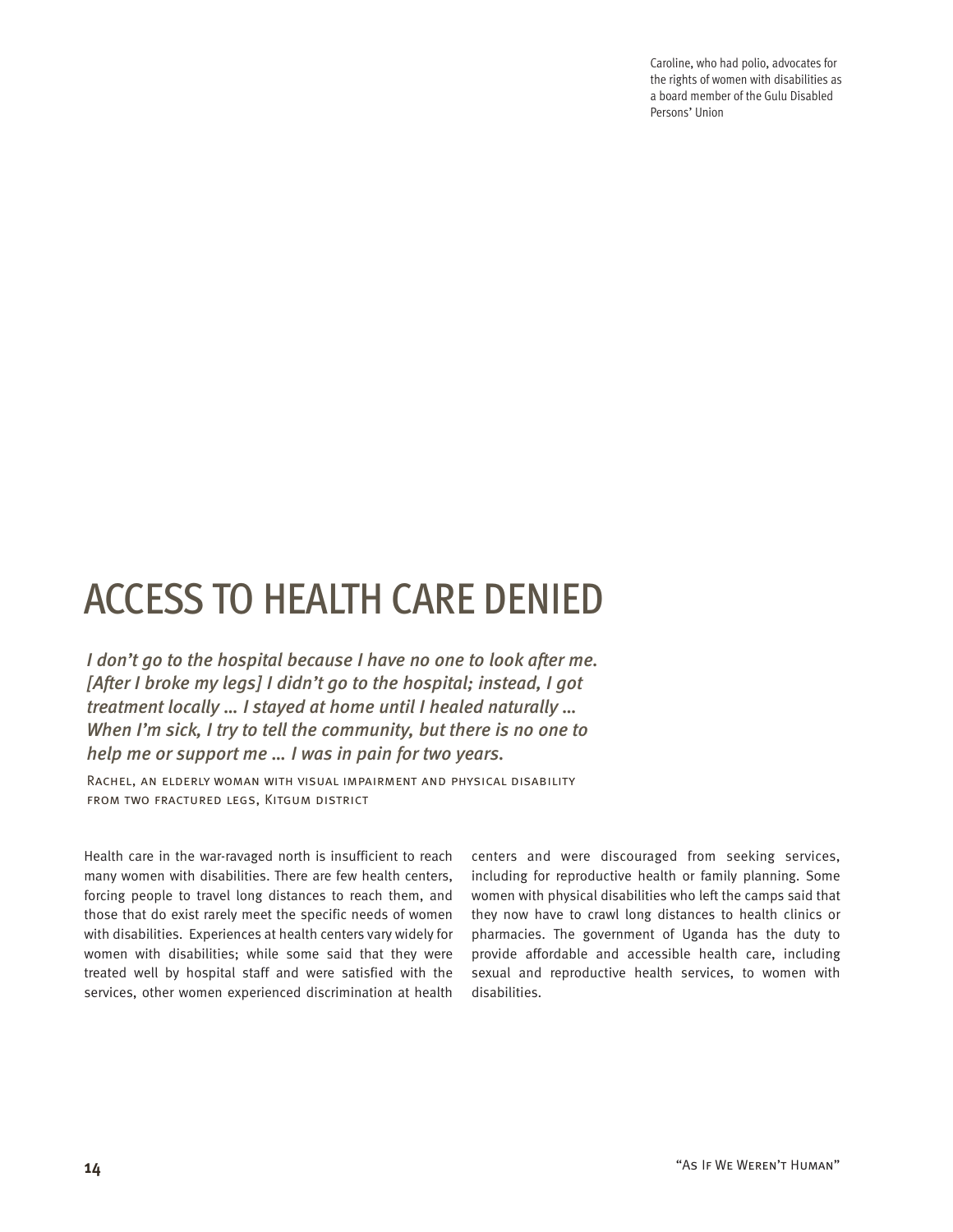Caroline, who had polio, advocates for the rights of women with disabilities as a board member of the Gulu Disabled Persons' Union

# ACCESS TO HEALTH CARE DENIED

*I don't go to the hospital because I have no one to look after me. [After I broke my legs] I didn't go to the hospital; instead, I got treatment locally … I stayed at home until I healed naturally … When I'm sick, I try to tell the community, but there is no one to help me or support me … I was in pain for two years.*

Rachel, an elderly woman with visual impairment and physical disability from two fractured legs, Kitgum district

Health care in the war-ravaged north is insufficient to reach many women with disabilities. There are few health centers, forcing people to travel long distances to reach them, and those that do exist rarely meet the specific needs of women with disabilities. Experiences at health centers vary widely for women with disabilities; while some said that they were treated well by hospital staff and were satisfied with the services, other women experienced discrimination at health centers and were discouraged from seeking services, including for reproductive health or family planning. Some women with physical disabilities who left the camps said that they now have to crawl long distances to health clinics or pharmacies. The government of Uganda has the duty to provide affordable and accessible health care, including sexual and reproductive health services, to women with disabilities.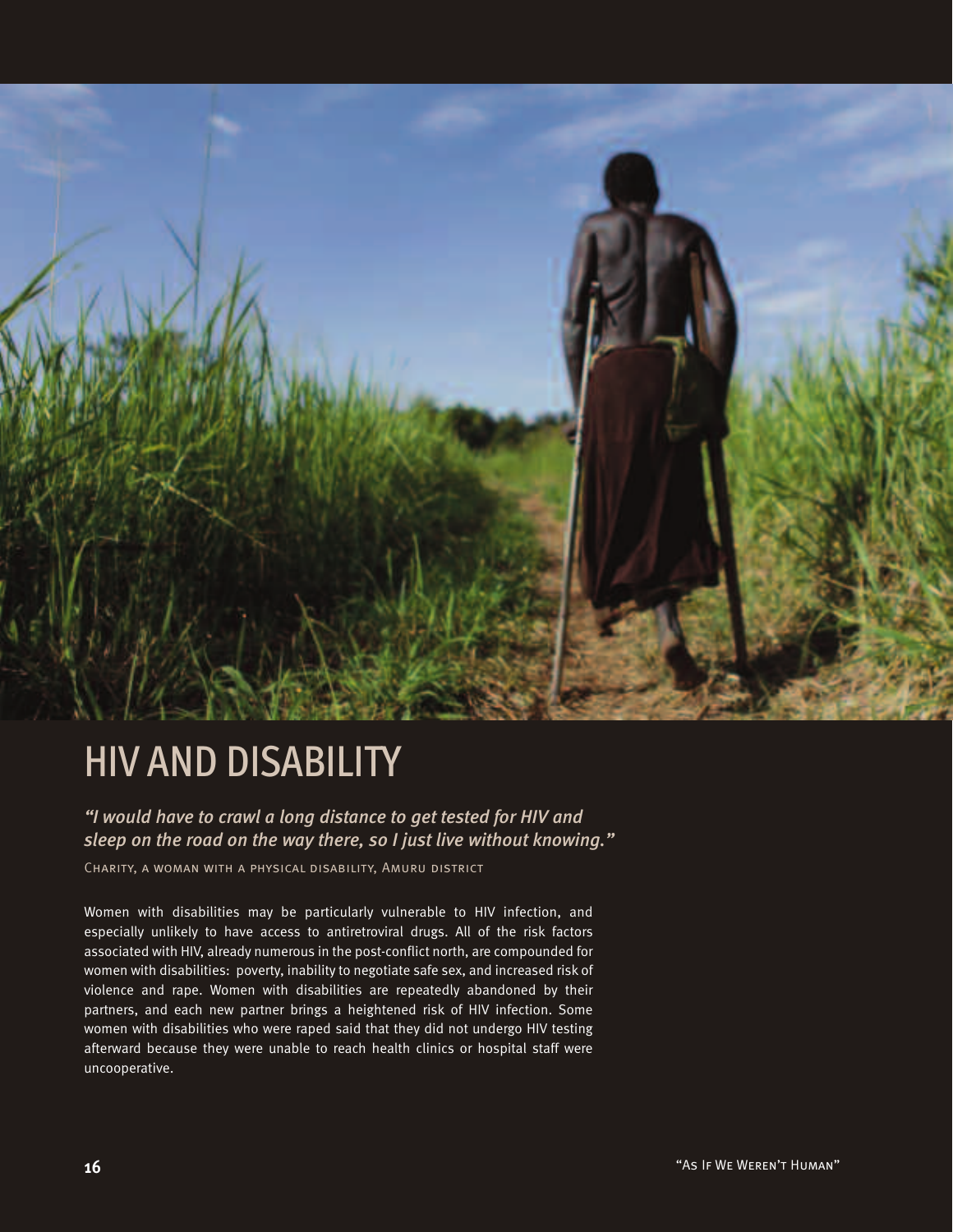# HIV AND DISABILITY

*"I would have to crawl a long distance to get tested for HIV and sleep on the road on the way there, so I just live without knowing."*

Charity, a woman with a physical disability, Amuru district

Women with disabilities may be particularly vulnerable to HIV infection, and especially unlikely to have access to antiretroviral drugs. All of the risk factors associated with HIV, already numerous in the post-conflict north, are compounded for women with disabilities: poverty, inability to negotiate safe sex, and increased risk of violence and rape. Women with disabilities are repeatedly abandoned by their partners, and each new partner brings a heightened risk of HIV infection. Some women with disabilities who were raped said that they did not undergo HIV testing afterward because they were unable to reach health clinics or hospital staff were uncooperative.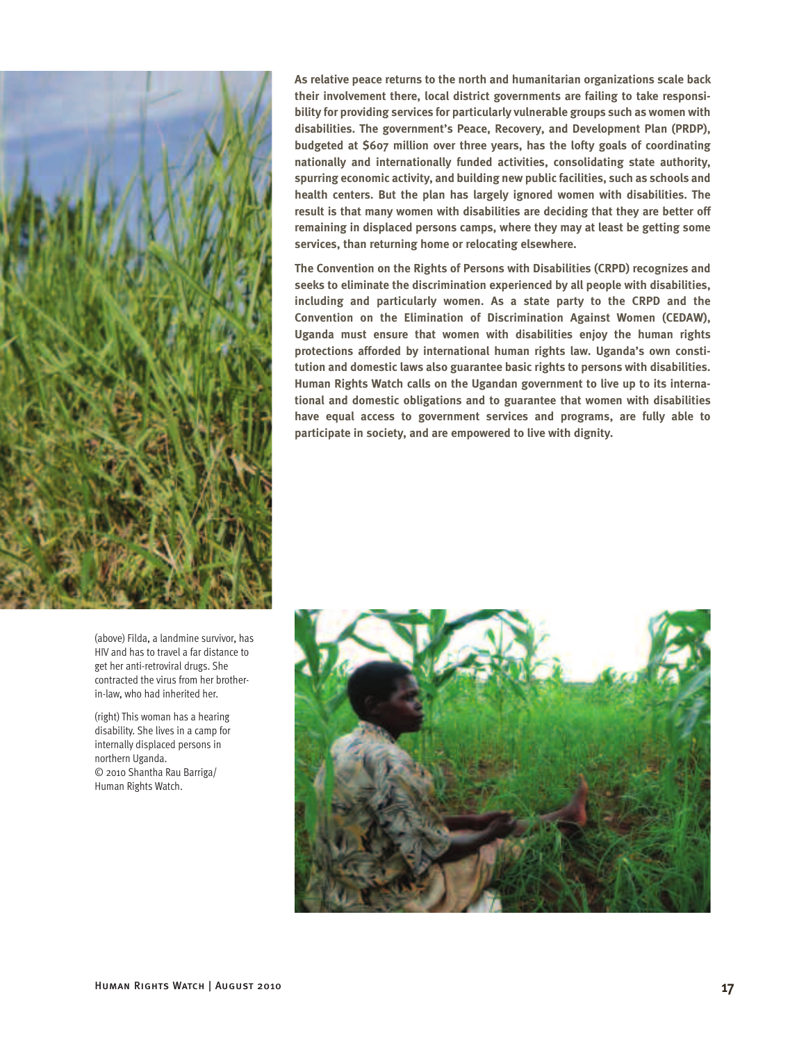**As relative peace returns to the north and humanitarian organizations scale back their involvement there, local district governments are failing to take responsibility for providing services for particularly vulnerable groups such as women with disabilities. The government's Peace, Recovery, and Development Plan (PRDP), budgeted at $607 million over three years, has the lofty goals of coordinating nationally and internationally funded activities, consolidating state authority, spurring economic activity, and building new public facilities, such as schools and health centers. But the plan has largely ignored women with disabilities. The result is that many women with disabilities are deciding that they are better off remaining in displaced persons camps, where they may at least be getting some services, than returning home or relocating elsewhere.**

**The Convention on the Rights of Persons with Disabilities (CRPD) recognizes and seeks to eliminate the discrimination experienced by all people with disabilities, including and particularly women. As a state party to the CRPD and the Convention on the Elimination of Discrimination Against Women (CEDAW), Uganda must ensure that women with disabilities enjoy the human rights protections afforded by international human rights law. Uganda's own constitution and domestic laws also guarantee basic rights to persons with disabilities. Human Rights Watch calls on the Ugandan government to live up to its international and domestic obligations and to guarantee that women with disabilities have equal access to government services and programs, are fully able to participate in society, and are empowered to live with dignity.**

(above) Filda, a landmine survivor, has HIV and has to travel a far distance to get her anti-retroviral drugs. She contracted the virus from her brother-in-law, who had inherited her.

(right) This woman has a hearing disability. She lives in a camp for internally displaced persons in northern Uganda.
© 2010 Shantha Rau Barriga/ Human Rights Watch.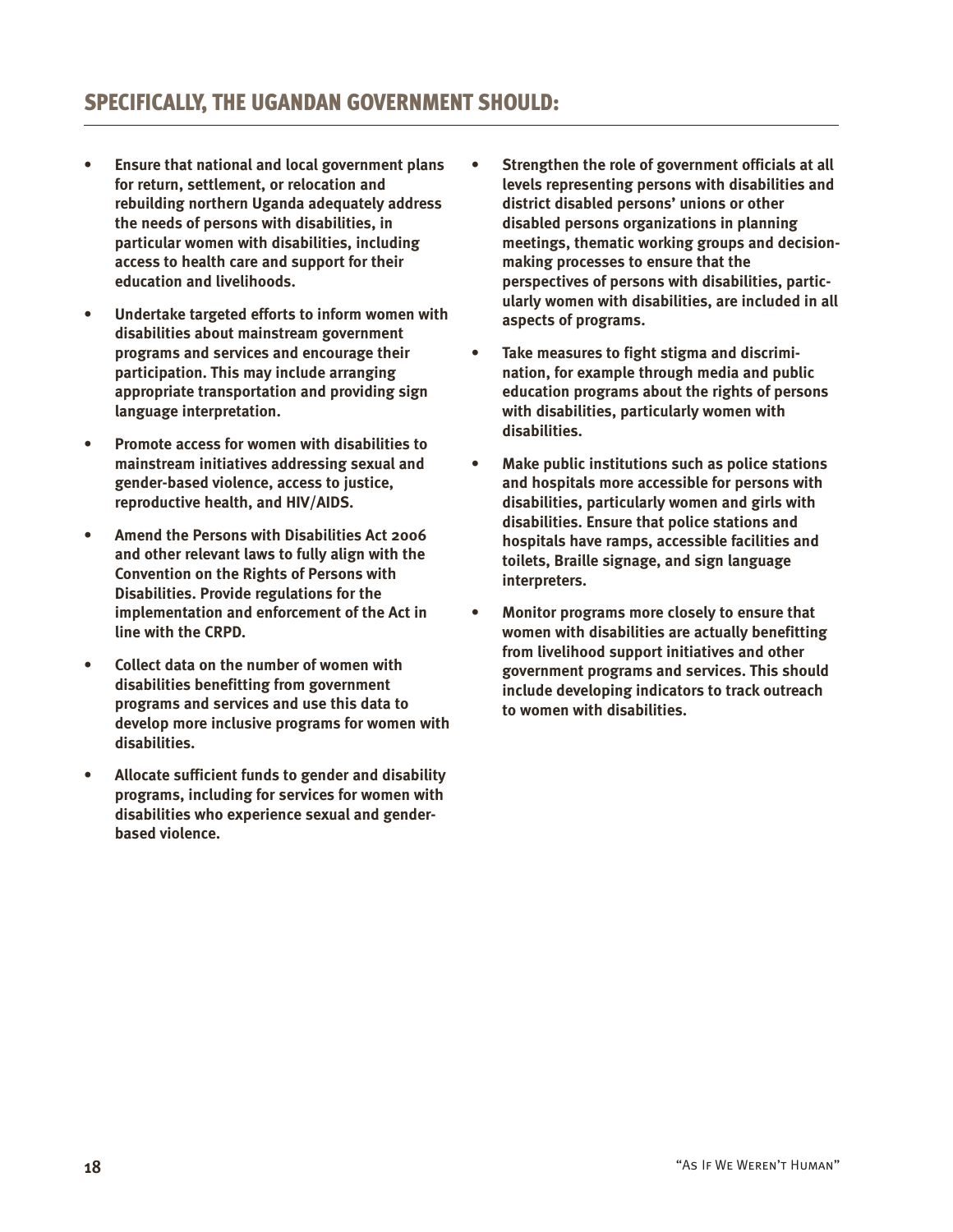## SPECIFICALLY, THE UGANDAN GOVERNMENT SHOULD:

- **Ensure that national and local government plans for return, settlement, or relocation and rebuilding northern Uganda adequately address the needs of persons with disabilities, in particular women with disabilities, including access to health care and support for their education and livelihoods.**
- **Undertake targeted efforts to inform women with disabilities about mainstream government programs and services and encourage their participation. This may include arranging appropriate transportation and providing sign language interpretation.**
- **Promote access for women with disabilities to mainstream initiatives addressing sexual and gender-based violence, access to justice, reproductive health, and HIV/AIDS.**
- **Amend the Persons with Disabilities Act 2006 and other relevant laws to fully align with the Convention on the Rights of Persons with Disabilities. Provide regulations for the implementation and enforcement of the Act in line with the CRPD.**
- **Collect data on the number of women with disabilities benefitting from government programs and services and use this data to develop more inclusive programs for women with disabilities.**
- **Allocate sufficient funds to gender and disability programs, including for services for women with disabilities who experience sexual and gender-based violence.**
- **Strengthen the role of government officials at all levels representing persons with disabilities and district disabled persons' unions or other disabled persons organizations in planning meetings, thematic working groups and decision-making processes to ensure that the perspectives of persons with disabilities, particularly women with disabilities, are included in all aspects of programs.**
- **Take measures to fight stigma and discrimination, for example through media and public education programs about the rights of persons with disabilities, particularly women with disabilities.**
- **Make public institutions such as police stations and hospitals more accessible for persons with disabilities, particularly women and girls with disabilities. Ensure that police stations and hospitals have ramps, accessible facilities and toilets, Braille signage, and sign language interpreters.**
- **Monitor programs more closely to ensure that women with disabilities are actually benefitting from livelihood support initiatives and other government programs and services. This should include developing indicators to track outreach to women with disabilities.**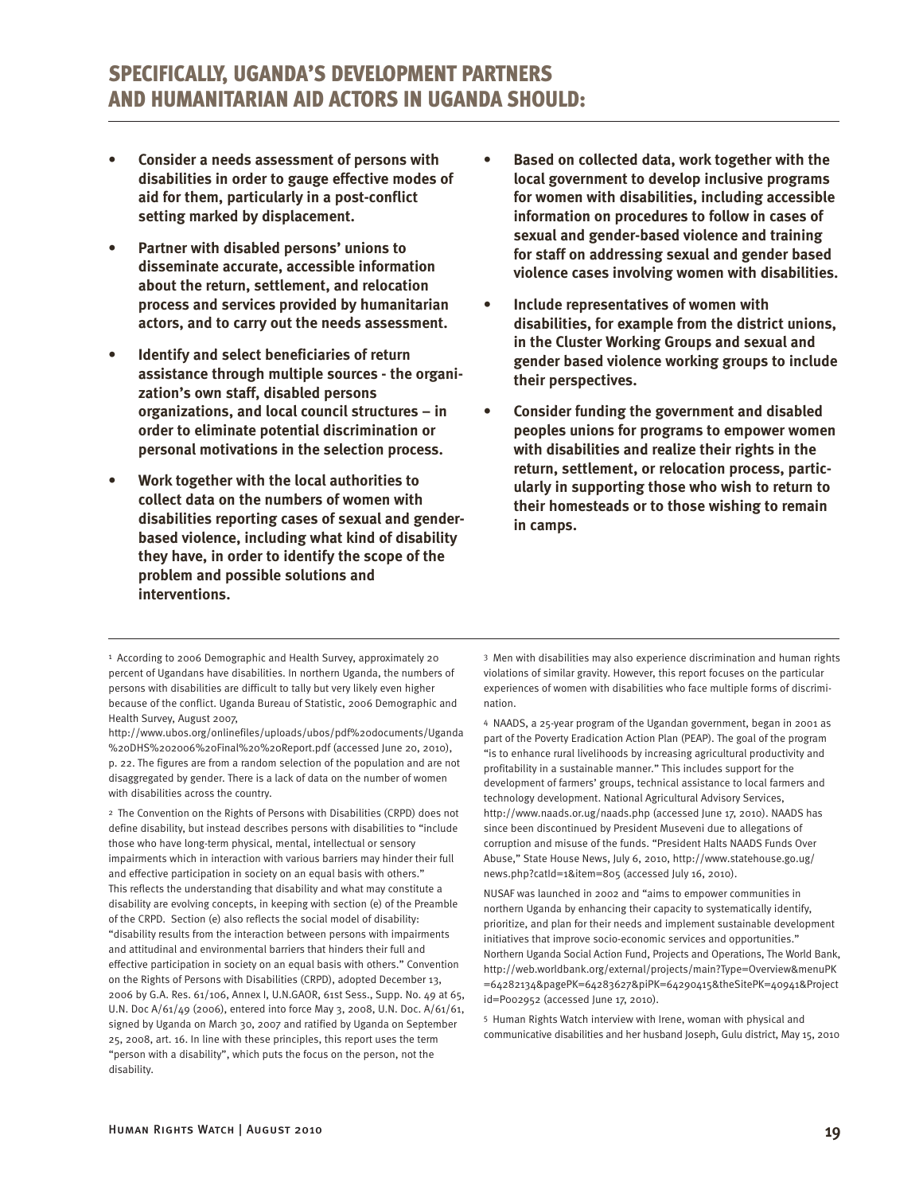## SPECIFICALLY, UGANDA'S DEVELOPMENT PARTNERS AND HUMANITARIAN AID ACTORS IN UGANDA SHOULD:

- **Consider a needs assessment of persons with disabilities in order to gauge effective modes of aid for them, particularly in a post-conflict setting marked by displacement.**
- **Partner with disabled persons' unions to disseminate accurate, accessible information about the return, settlement, and relocation process and services provided by humanitarian actors, and to carry out the needs assessment.**
- **Identify and select beneficiaries of return assistance through multiple sources - the organization's own staff, disabled persons organizations, and local council structures – in order to eliminate potential discrimination or personal motivations in the selection process.**
- **Work together with the local authorities to collect data on the numbers of women with disabilities reporting cases of sexual and gender-based violence, including what kind of disability they have, in order to identify the scope of the problem and possible solutions and interventions.**
- **Based on collected data, work together with the local government to develop inclusive programs for women with disabilities, including accessible information on procedures to follow in cases of sexual and gender-based violence and training for staff on addressing sexual and gender based violence cases involving women with disabilities.**
- **Include representatives of women with disabilities, for example from the district unions, in the Cluster Working Groups and sexual and gender based violence working groups to include their perspectives.**
- **Consider funding the government and disabled peoples unions for programs to empower women with disabilities and realize their rights in the return, settlement, or relocation process, particularly in supporting those who wish to return to their homesteads or to those wishing to remain in camps.**

---

[1] According to 2006 Demographic and Health Survey, approximately 20 percent of Ugandans have disabilities. In northern Uganda, the numbers of persons with disabilities are difficult to tally but very likely even higher because of the conflict. Uganda Bureau of Statistic, 2006 Demographic and Health Survey, August 2007, http://www.ubos.org/onlinefiles/uploads/ubos/pdf%20documents/Uganda%20DHS%202006%20Final%20%20Report.pdf (accessed June 20, 2010), p. 22. The figures are from a random selection of the population and are not disaggregated by gender. There is a lack of data on the number of women with disabilities across the country.

[2] The Convention on the Rights of Persons with Disabilities (CRPD) does not define disability, but instead describes persons with disabilities to "include those who have long-term physical, mental, intellectual or sensory impairments which in interaction with various barriers may hinder their full and effective participation in society on an equal basis with others." This reflects the understanding that disability and what may constitute a disability are evolving concepts, in keeping with section (e) of the Preamble of the CRPD. Section (e) also reflects the social model of disability: "disability results from the interaction between persons with impairments and attitudinal and environmental barriers that hinders their full and effective participation in society on an equal basis with others." Convention on the Rights of Persons with Disabilities (CRPD), adopted December 13, 2006 by G.A. Res. 61/106, Annex I, U.N.GAOR, 61st Sess., Supp. No. 49 at 65, U.N. Doc A/61/49 (2006), entered into force May 3, 2008, U.N. Doc. A/61/61, signed by Uganda on March 30, 2007 and ratified by Uganda on September 25, 2008, art. 16. In line with these principles, this report uses the term "person with a disability", which puts the focus on the person, not the disability.

[3] Men with disabilities may also experience discrimination and human rights violations of similar gravity. However, this report focuses on the particular experiences of women with disabilities who face multiple forms of discrimination.

[4] NAADS, a 25-year program of the Ugandan government, began in 2001 as part of the Poverty Eradication Action Plan (PEAP). The goal of the program "is to enhance rural livelihoods by increasing agricultural productivity and profitability in a sustainable manner." This includes support for the development of farmers' groups, technical assistance to local farmers and technology development. National Agricultural Advisory Services, http://www.naads.or.ug/naads.php (accessed June 17, 2010). NAADS has since been discontinued by President Museveni due to allegations of corruption and misuse of the funds. "President Halts NAADS Funds Over Abuse," State House News, July 6, 2010, http://www.statehouse.go.ug/news.php?catId=1&item=805 (accessed July 16, 2010).

NUSAF was launched in 2002 and "aims to empower communities in northern Uganda by enhancing their capacity to systematically identify, prioritize, and plan for their needs and implement sustainable development initiatives that improve socio-economic services and opportunities." Northern Uganda Social Action Fund, Projects and Operations, The World Bank, http://web.worldbank.org/external/projects/main?Type=Overview&menuPK=64282134&pagePK=64283627&piPK=64290415&theSitePK=40941&Projectid=P002952 (accessed June 17, 2010).

[5] Human Rights Watch interview with Irene, woman with physical and communicative disabilities and her husband Joseph, Gulu district, May 15, 2010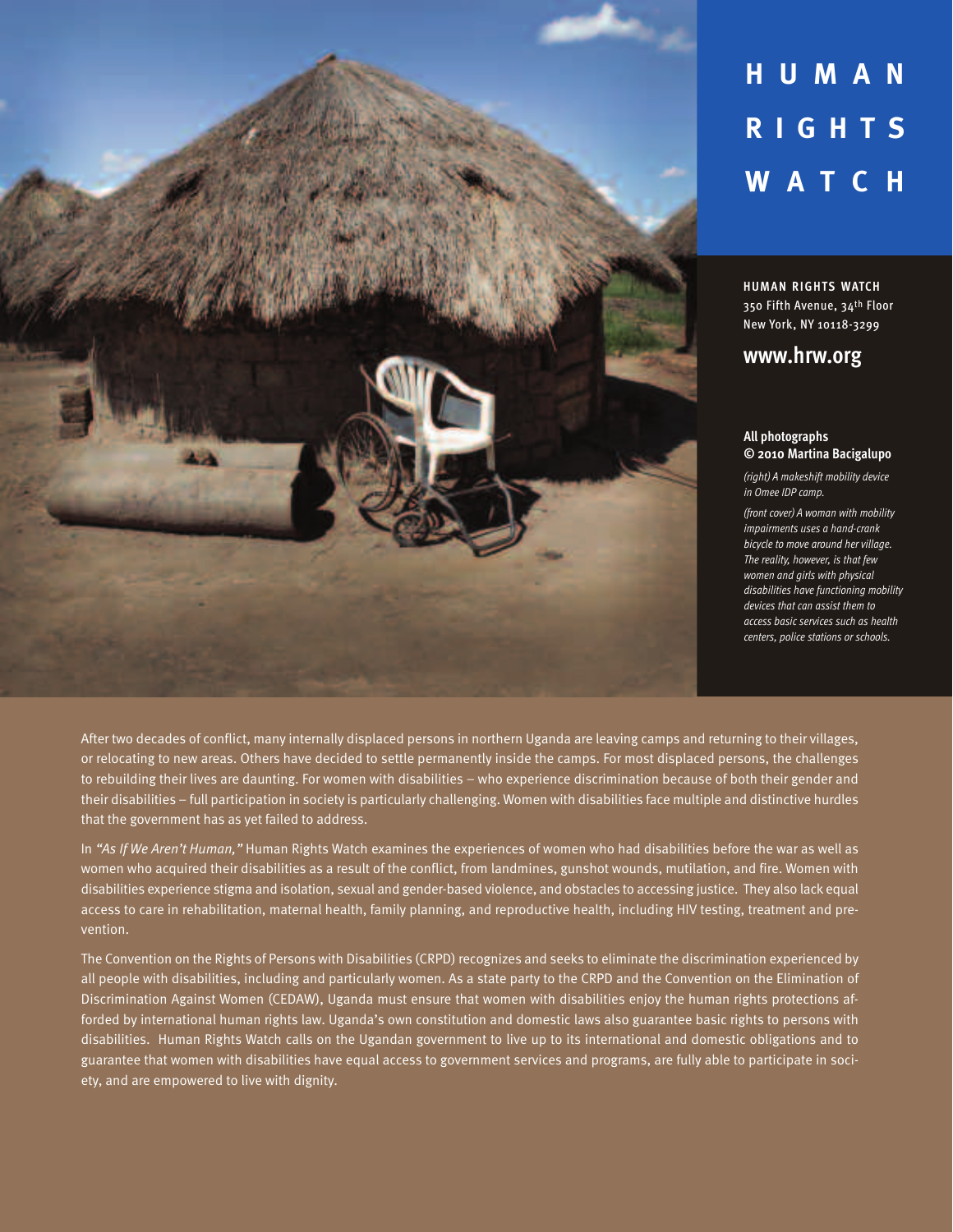# HUMAN RIGHTS WATCH

**HUMAN RIGHTS WATCH**
350 Fifth Avenue, 34th Floor
New York, NY 10118-3299

**www.hrw.org**

**All photographs**
**© 2010 Martina Bacigalupo**

*(right) A makeshift mobility device in Omee IDP camp.*

*(front cover) A woman with mobility impairments uses a hand-crank bicycle to move around her village. The reality, however, is that few women and girls with physical disabilities have functioning mobility devices that can assist them to access basic services such as health centers, police stations or schools.*

After two decades of conflict, many internally displaced persons in northern Uganda are leaving camps and returning to their villages, or relocating to new areas. Others have decided to settle permanently inside the camps. For most displaced persons, the challenges to rebuilding their lives are daunting. For women with disabilities – who experience discrimination because of both their gender and their disabilities – full participation in society is particularly challenging. Women with disabilities face multiple and distinctive hurdles that the government has as yet failed to address.

In *"As If We Aren't Human,"* Human Rights Watch examines the experiences of women who had disabilities before the war as well as women who acquired their disabilities as a result of the conflict, from landmines, gunshot wounds, mutilation, and fire. Women with disabilities experience stigma and isolation, sexual and gender-based violence, and obstacles to accessing justice. They also lack equal access to care in rehabilitation, maternal health, family planning, and reproductive health, including HIV testing, treatment and prevention.

The Convention on the Rights of Persons with Disabilities (CRPD) recognizes and seeks to eliminate the discrimination experienced by all people with disabilities, including and particularly women. As a state party to the CRPD and the Convention on the Elimination of Discrimination Against Women (CEDAW), Uganda must ensure that women with disabilities enjoy the human rights protections afforded by international human rights law. Uganda's own constitution and domestic laws also guarantee basic rights to persons with disabilities. Human Rights Watch calls on the Ugandan government to live up to its international and domestic obligations and to guarantee that women with disabilities have equal access to government services and programs, are fully able to participate in society, and are empowered to live with dignity.